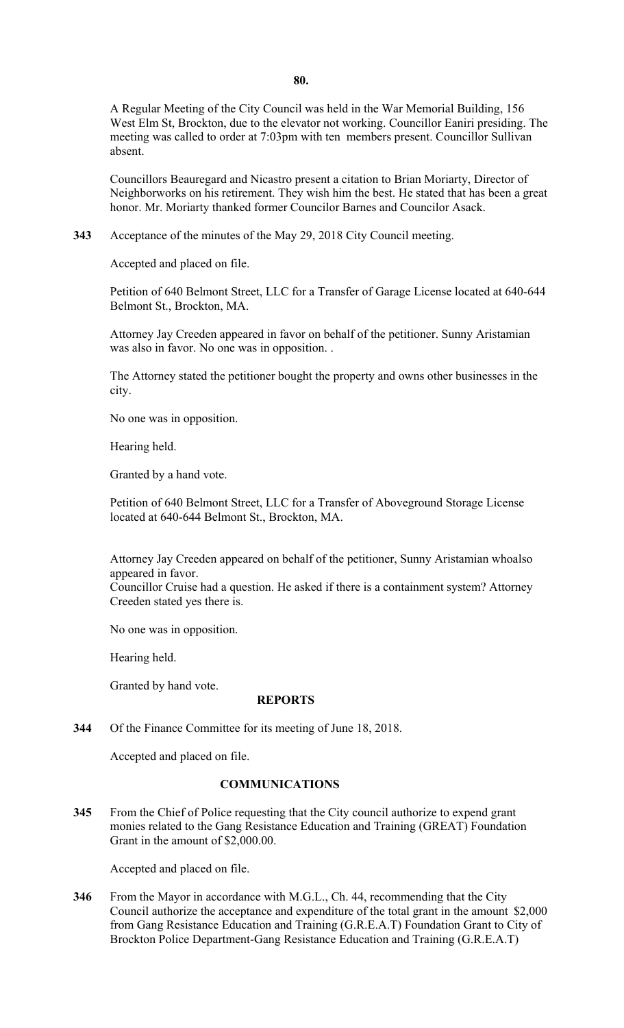A Regular Meeting of the City Council was held in the War Memorial Building, 156 West Elm St, Brockton, due to the elevator not working. Councillor Eaniri presiding. The meeting was called to order at 7:03pm with ten members present. Councillor Sullivan absent.

Councillors Beauregard and Nicastro present a citation to Brian Moriarty, Director of Neighborworks on his retirement. They wish him the best. He stated that has been a great honor. Mr. Moriarty thanked former Councilor Barnes and Councilor Asack.

**343** Acceptance of the minutes of the May 29, 2018 City Council meeting.

Accepted and placed on file.

Petition of 640 Belmont Street, LLC for a Transfer of Garage License located at 640-644 Belmont St., Brockton, MA.

Attorney Jay Creeden appeared in favor on behalf of the petitioner. Sunny Aristamian was also in favor. No one was in opposition. .

The Attorney stated the petitioner bought the property and owns other businesses in the city.

No one was in opposition.

Hearing held.

Granted by a hand vote.

Petition of 640 Belmont Street, LLC for a Transfer of Aboveground Storage License located at 640-644 Belmont St., Brockton, MA.

Attorney Jay Creeden appeared on behalf of the petitioner, Sunny Aristamian whoalso appeared in favor.
Councillor Cruise had a question. He asked if there is a containment system? Attorney Creeden stated yes there is.

No one was in opposition.

Hearing held.

Granted by hand vote.

## REPORTS

**344** Of the Finance Committee for its meeting of June 18, 2018.

Accepted and placed on file.

## COMMUNICATIONS

**345** From the Chief of Police requesting that the City council authorize to expend grant monies related to the Gang Resistance Education and Training (GREAT) Foundation Grant in the amount of $2,000.00.

Accepted and placed on file.

**346** From the Mayor in accordance with M.G.L., Ch. 44, recommending that the City Council authorize the acceptance and expenditure of the total grant in the amount $2,000 from Gang Resistance Education and Training (G.R.E.A.T) Foundation Grant to City of Brockton Police Department-Gang Resistance Education and Training (G.R.E.A.T)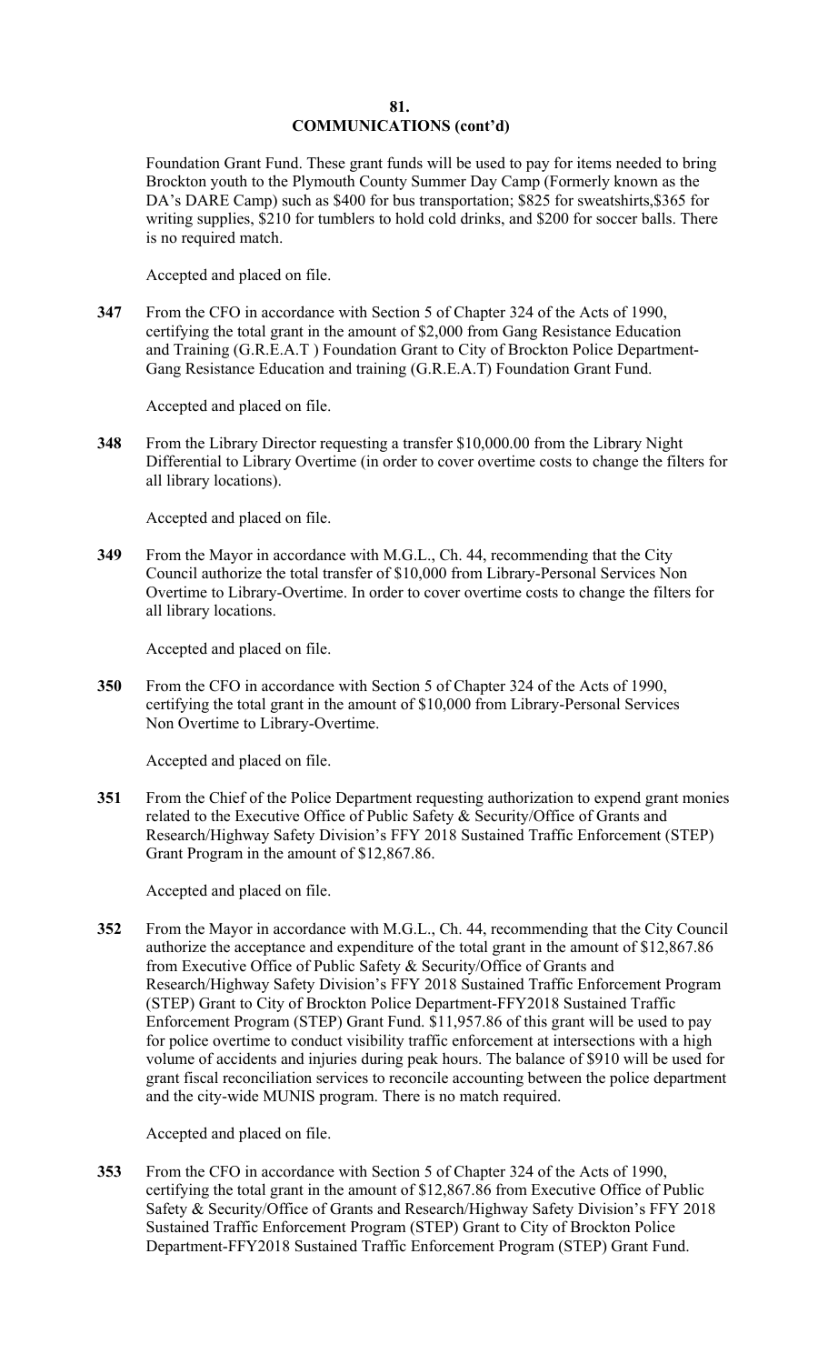# 81.
# COMMUNICATIONS (cont'd)

Foundation Grant Fund. These grant funds will be used to pay for items needed to bring Brockton youth to the Plymouth County Summer Day Camp (Formerly known as the DA's DARE Camp) such as $400 for bus transportation; $825 for sweatshirts,$365 for writing supplies, $210 for tumblers to hold cold drinks, and $200 for soccer balls. There is no required match.

Accepted and placed on file.

**347** From the CFO in accordance with Section 5 of Chapter 324 of the Acts of 1990, certifying the total grant in the amount of $2,000 from Gang Resistance Education and Training (G.R.E.A.T ) Foundation Grant to City of Brockton Police Department-Gang Resistance Education and training (G.R.E.A.T) Foundation Grant Fund.

Accepted and placed on file.

**348** From the Library Director requesting a transfer $10,000.00 from the Library Night Differential to Library Overtime (in order to cover overtime costs to change the filters for all library locations).

Accepted and placed on file.

**349** From the Mayor in accordance with M.G.L., Ch. 44, recommending that the City Council authorize the total transfer of $10,000 from Library-Personal Services Non Overtime to Library-Overtime. In order to cover overtime costs to change the filters for all library locations.

Accepted and placed on file.

**350** From the CFO in accordance with Section 5 of Chapter 324 of the Acts of 1990, certifying the total grant in the amount of $10,000 from Library-Personal Services Non Overtime to Library-Overtime.

Accepted and placed on file.

**351** From the Chief of the Police Department requesting authorization to expend grant monies related to the Executive Office of Public Safety & Security/Office of Grants and Research/Highway Safety Division's FFY 2018 Sustained Traffic Enforcement (STEP) Grant Program in the amount of $12,867.86.

Accepted and placed on file.

**352** From the Mayor in accordance with M.G.L., Ch. 44, recommending that the City Council authorize the acceptance and expenditure of the total grant in the amount of $12,867.86 from Executive Office of Public Safety & Security/Office of Grants and Research/Highway Safety Division's FFY 2018 Sustained Traffic Enforcement Program (STEP) Grant to City of Brockton Police Department-FFY2018 Sustained Traffic Enforcement Program (STEP) Grant Fund. $11,957.86 of this grant will be used to pay for police overtime to conduct visibility traffic enforcement at intersections with a high volume of accidents and injuries during peak hours. The balance of $910 will be used for grant fiscal reconciliation services to reconcile accounting between the police department and the city-wide MUNIS program. There is no match required.

Accepted and placed on file.

**353** From the CFO in accordance with Section 5 of Chapter 324 of the Acts of 1990, certifying the total grant in the amount of $12,867.86 from Executive Office of Public Safety & Security/Office of Grants and Research/Highway Safety Division's FFY 2018 Sustained Traffic Enforcement Program (STEP) Grant to City of Brockton Police Department-FFY2018 Sustained Traffic Enforcement Program (STEP) Grant Fund.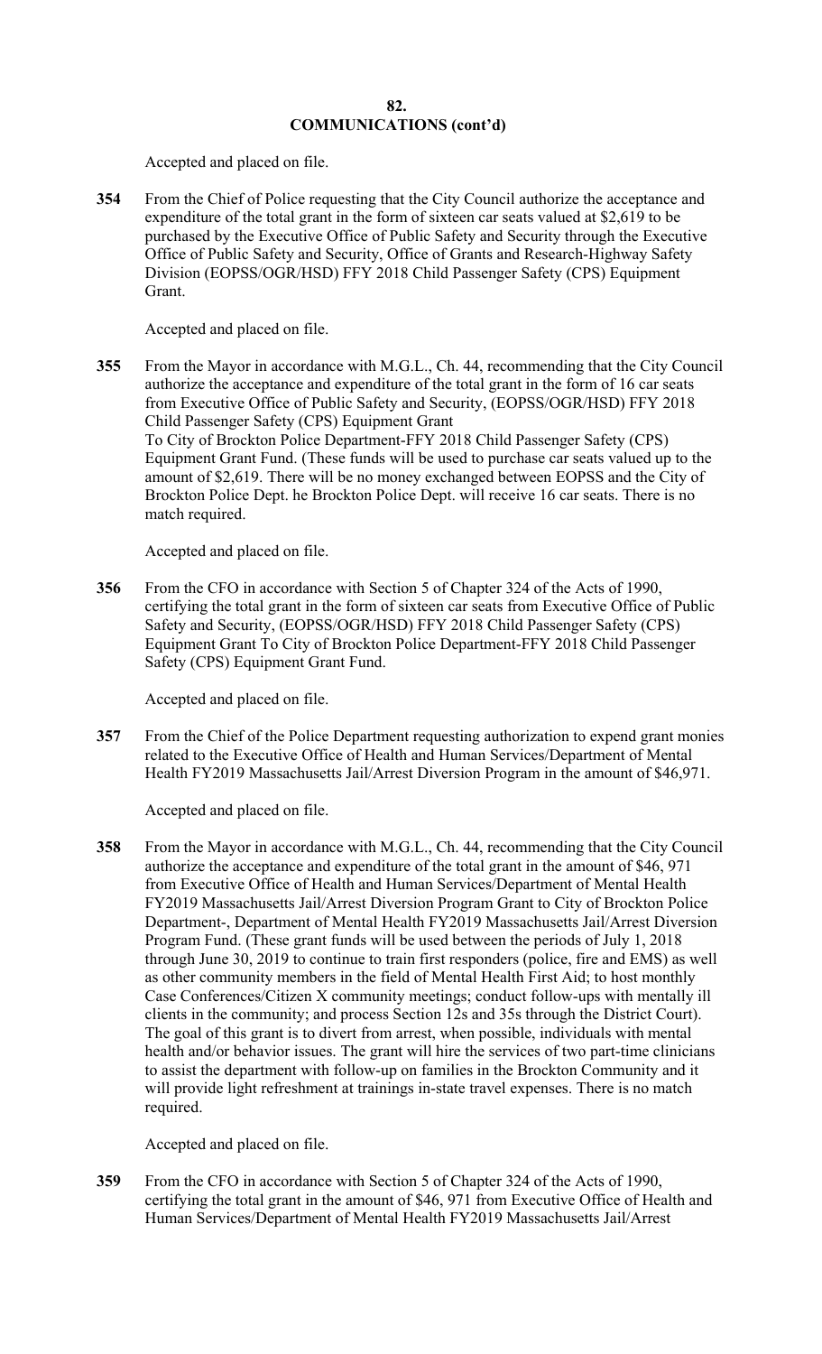## COMMUNICATIONS (cont'd)

Accepted and placed on file.

**354** From the Chief of Police requesting that the City Council authorize the acceptance and expenditure of the total grant in the form of sixteen car seats valued at $2,619 to be purchased by the Executive Office of Public Safety and Security through the Executive Office of Public Safety and Security, Office of Grants and Research-Highway Safety Division (EOPSS/OGR/HSD) FFY 2018 Child Passenger Safety (CPS) Equipment Grant.

Accepted and placed on file.

**355** From the Mayor in accordance with M.G.L., Ch. 44, recommending that the City Council authorize the acceptance and expenditure of the total grant in the form of 16 car seats from Executive Office of Public Safety and Security, (EOPSS/OGR/HSD) FFY 2018 Child Passenger Safety (CPS) Equipment Grant
To City of Brockton Police Department-FFY 2018 Child Passenger Safety (CPS) Equipment Grant Fund. (These funds will be used to purchase car seats valued up to the amount of $2,619. There will be no money exchanged between EOPSS and the City of Brockton Police Dept. he Brockton Police Dept. will receive 16 car seats. There is no match required.

Accepted and placed on file.

**356** From the CFO in accordance with Section 5 of Chapter 324 of the Acts of 1990, certifying the total grant in the form of sixteen car seats from Executive Office of Public Safety and Security, (EOPSS/OGR/HSD) FFY 2018 Child Passenger Safety (CPS) Equipment Grant To City of Brockton Police Department-FFY 2018 Child Passenger Safety (CPS) Equipment Grant Fund.

Accepted and placed on file.

**357** From the Chief of the Police Department requesting authorization to expend grant monies related to the Executive Office of Health and Human Services/Department of Mental Health FY2019 Massachusetts Jail/Arrest Diversion Program in the amount of $46,971.

Accepted and placed on file.

**358** From the Mayor in accordance with M.G.L., Ch. 44, recommending that the City Council authorize the acceptance and expenditure of the total grant in the amount of $46, 971 from Executive Office of Health and Human Services/Department of Mental Health FY2019 Massachusetts Jail/Arrest Diversion Program Grant to City of Brockton Police Department-, Department of Mental Health FY2019 Massachusetts Jail/Arrest Diversion Program Fund. (These grant funds will be used between the periods of July 1, 2018 through June 30, 2019 to continue to train first responders (police, fire and EMS) as well as other community members in the field of Mental Health First Aid; to host monthly Case Conferences/Citizen X community meetings; conduct follow-ups with mentally ill clients in the community; and process Section 12s and 35s through the District Court). The goal of this grant is to divert from arrest, when possible, individuals with mental health and/or behavior issues. The grant will hire the services of two part-time clinicians to assist the department with follow-up on families in the Brockton Community and it will provide light refreshment at trainings in-state travel expenses. There is no match required.

Accepted and placed on file.

**359** From the CFO in accordance with Section 5 of Chapter 324 of the Acts of 1990, certifying the total grant in the amount of $46, 971 from Executive Office of Health and Human Services/Department of Mental Health FY2019 Massachusetts Jail/Arrest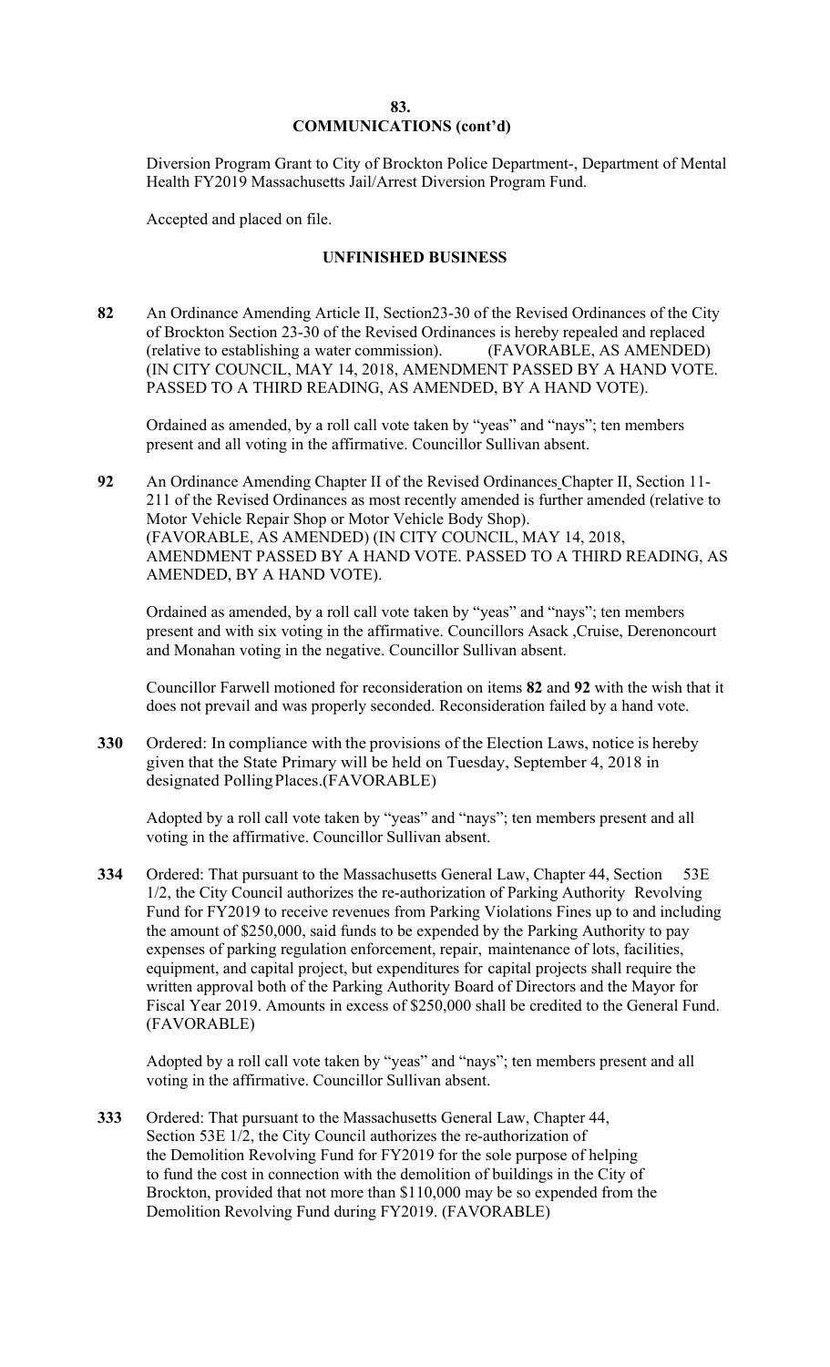## 83.
## COMMUNICATIONS (cont'd)

Diversion Program Grant to City of Brockton Police Department-, Department of Mental Health FY2019 Massachusetts Jail/Arrest Diversion Program Fund.

Accepted and placed on file.

## UNFINISHED BUSINESS

**82** An Ordinance Amending Article II, Section23-30 of the Revised Ordinances of the City of Brockton Section 23-30 of the Revised Ordinances is hereby repealed and replaced (relative to establishing a water commission). (FAVORABLE, AS AMENDED) (IN CITY COUNCIL, MAY 14, 2018, AMENDMENT PASSED BY A HAND VOTE. PASSED TO A THIRD READING, AS AMENDED, BY A HAND VOTE).

Ordained as amended, by a roll call vote taken by "yeas" and "nays"; ten members present and all voting in the affirmative. Councillor Sullivan absent.

**92** An Ordinance Amending Chapter II of the Revised Ordinances Chapter II, Section 11-211 of the Revised Ordinances as most recently amended is further amended (relative to Motor Vehicle Repair Shop or Motor Vehicle Body Shop). (FAVORABLE, AS AMENDED) (IN CITY COUNCIL, MAY 14, 2018, AMENDMENT PASSED BY A HAND VOTE. PASSED TO A THIRD READING, AS AMENDED, BY A HAND VOTE).

Ordained as amended, by a roll call vote taken by "yeas" and "nays"; ten members present and with six voting in the affirmative. Councillors Asack ,Cruise, Derenoncourt and Monahan voting in the negative. Councillor Sullivan absent.

Councillor Farwell motioned for reconsideration on items **82** and **92** with the wish that it does not prevail and was properly seconded. Reconsideration failed by a hand vote.

**330** Ordered: In compliance with the provisions of the Election Laws, notice is hereby given that the State Primary will be held on Tuesday, September 4, 2018 in designated PollingPlaces.(FAVORABLE)

Adopted by a roll call vote taken by "yeas" and "nays"; ten members present and all voting in the affirmative. Councillor Sullivan absent.

**334** Ordered: That pursuant to the Massachusetts General Law, Chapter 44, Section 53E 1/2, the City Council authorizes the re-authorization of Parking Authority Revolving Fund for FY2019 to receive revenues from Parking Violations Fines up to and including the amount of $250,000, said funds to be expended by the Parking Authority to pay expenses of parking regulation enforcement, repair, maintenance of lots, facilities, equipment, and capital project, but expenditures for capital projects shall require the written approval both of the Parking Authority Board of Directors and the Mayor for Fiscal Year 2019. Amounts in excess of $250,000 shall be credited to the General Fund. (FAVORABLE)

Adopted by a roll call vote taken by "yeas" and "nays"; ten members present and all voting in the affirmative. Councillor Sullivan absent.

**333** Ordered: That pursuant to the Massachusetts General Law, Chapter 44, Section 53E 1/2, the City Council authorizes the re-authorization of the Demolition Revolving Fund for FY2019 for the sole purpose of helping to fund the cost in connection with the demolition of buildings in the City of Brockton, provided that not more than $110,000 may be so expended from the Demolition Revolving Fund during FY2019. (FAVORABLE)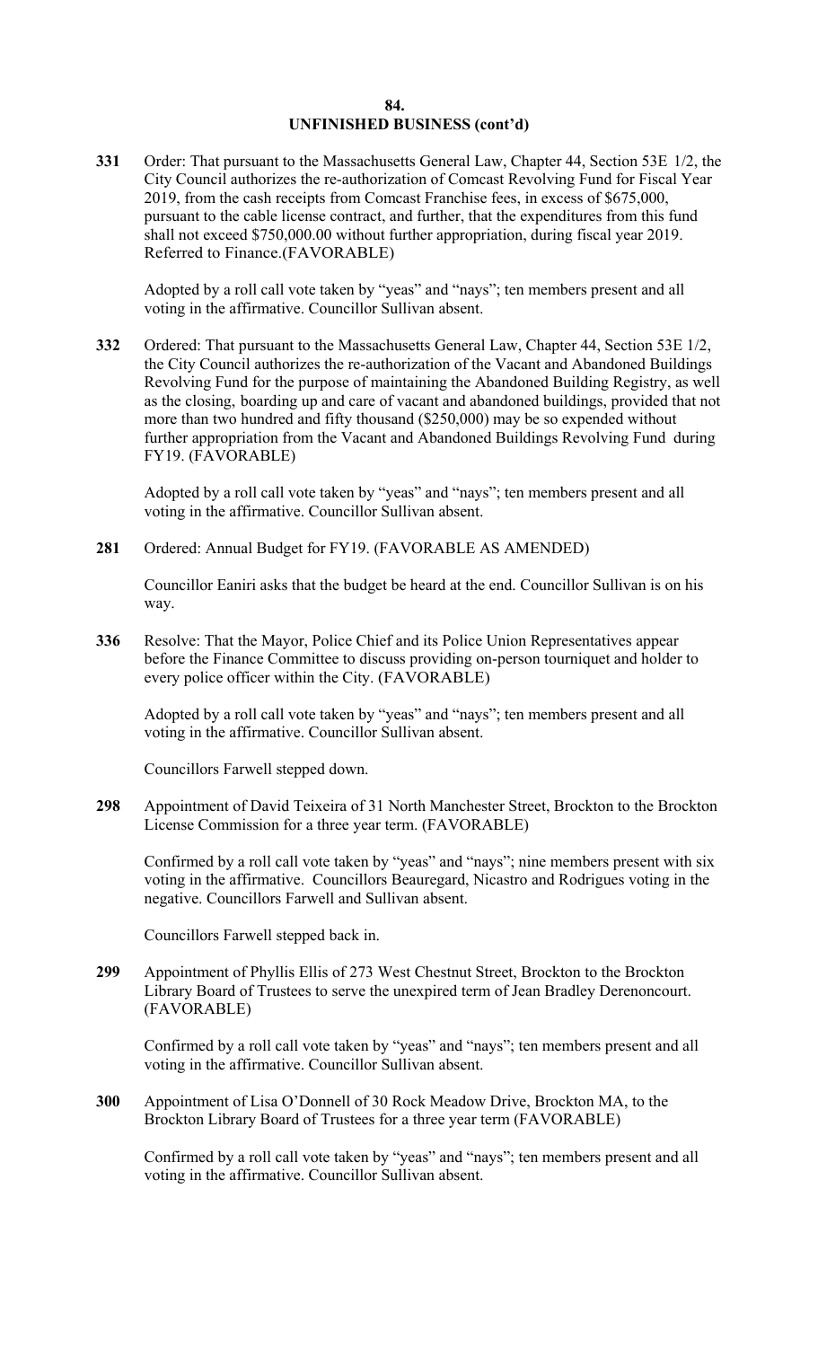## UNFINISHED BUSINESS (cont'd)

**331** Order: That pursuant to the Massachusetts General Law, Chapter 44, Section 53E 1/2, the City Council authorizes the re-authorization of Comcast Revolving Fund for Fiscal Year 2019, from the cash receipts from Comcast Franchise fees, in excess of $675,000, pursuant to the cable license contract, and further, that the expenditures from this fund shall not exceed $750,000.00 without further appropriation, during fiscal year 2019. Referred to Finance.(FAVORABLE)

Adopted by a roll call vote taken by "yeas" and "nays"; ten members present and all voting in the affirmative. Councillor Sullivan absent.

**332** Ordered: That pursuant to the Massachusetts General Law, Chapter 44, Section 53E 1/2, the City Council authorizes the re-authorization of the Vacant and Abandoned Buildings Revolving Fund for the purpose of maintaining the Abandoned Building Registry, as well as the closing, boarding up and care of vacant and abandoned buildings, provided that not more than two hundred and fifty thousand ($250,000) may be so expended without further appropriation from the Vacant and Abandoned Buildings Revolving Fund during FY19. (FAVORABLE)

Adopted by a roll call vote taken by "yeas" and "nays"; ten members present and all voting in the affirmative. Councillor Sullivan absent.

**281** Ordered: Annual Budget for FY19. (FAVORABLE AS AMENDED)

Councillor Eaniri asks that the budget be heard at the end. Councillor Sullivan is on his way.

**336** Resolve: That the Mayor, Police Chief and its Police Union Representatives appear before the Finance Committee to discuss providing on-person tourniquet and holder to every police officer within the City. (FAVORABLE)

Adopted by a roll call vote taken by "yeas" and "nays"; ten members present and all voting in the affirmative. Councillor Sullivan absent.

Councillors Farwell stepped down.

**298** Appointment of David Teixeira of 31 North Manchester Street, Brockton to the Brockton License Commission for a three year term. (FAVORABLE)

Confirmed by a roll call vote taken by "yeas" and "nays"; nine members present with six voting in the affirmative. Councillors Beauregard, Nicastro and Rodrigues voting in the negative. Councillors Farwell and Sullivan absent.

Councillors Farwell stepped back in.

**299** Appointment of Phyllis Ellis of 273 West Chestnut Street, Brockton to the Brockton Library Board of Trustees to serve the unexpired term of Jean Bradley Derenoncourt. (FAVORABLE)

Confirmed by a roll call vote taken by "yeas" and "nays"; ten members present and all voting in the affirmative. Councillor Sullivan absent.

**300** Appointment of Lisa O'Donnell of 30 Rock Meadow Drive, Brockton MA, to the Brockton Library Board of Trustees for a three year term (FAVORABLE)

Confirmed by a roll call vote taken by "yeas" and "nays"; ten members present and all voting in the affirmative. Councillor Sullivan absent.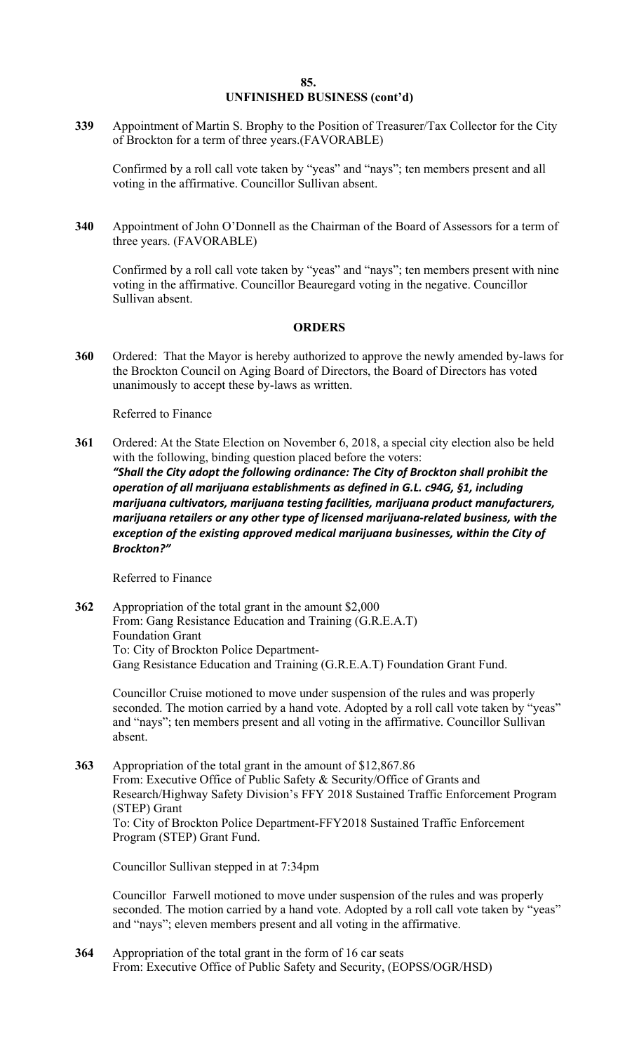**85.**

## UNFINISHED BUSINESS (cont'd)

**339** Appointment of Martin S. Brophy to the Position of Treasurer/Tax Collector for the City of Brockton for a term of three years.(FAVORABLE)

Confirmed by a roll call vote taken by "yeas" and "nays"; ten members present and all voting in the affirmative. Councillor Sullivan absent.

**340** Appointment of John O'Donnell as the Chairman of the Board of Assessors for a term of three years. (FAVORABLE)

Confirmed by a roll call vote taken by "yeas" and "nays"; ten members present with nine voting in the affirmative. Councillor Beauregard voting in the negative. Councillor Sullivan absent.

## ORDERS

**360** Ordered: That the Mayor is hereby authorized to approve the newly amended by-laws for the Brockton Council on Aging Board of Directors, the Board of Directors has voted unanimously to accept these by-laws as written.

Referred to Finance

**361** Ordered: At the State Election on November 6, 2018, a special city election also be held with the following, binding question placed before the voters:
***"Shall the City adopt the following ordinance: The City of Brockton shall prohibit the operation of all marijuana establishments as defined in G.L. c94G, §1, including marijuana cultivators, marijuana testing facilities, marijuana product manufacturers, marijuana retailers or any other type of licensed marijuana-related business, with the exception of the existing approved medical marijuana businesses, within the City of Brockton?"***

Referred to Finance

**362** Appropriation of the total grant in the amount $2,000
From: Gang Resistance Education and Training (G.R.E.A.T)
Foundation Grant
To: City of Brockton Police Department-
Gang Resistance Education and Training (G.R.E.A.T) Foundation Grant Fund.

Councillor Cruise motioned to move under suspension of the rules and was properly seconded. The motion carried by a hand vote. Adopted by a roll call vote taken by "yeas" and "nays"; ten members present and all voting in the affirmative. Councillor Sullivan absent.

**363** Appropriation of the total grant in the amount of $12,867.86
From: Executive Office of Public Safety & Security/Office of Grants and Research/Highway Safety Division's FFY 2018 Sustained Traffic Enforcement Program (STEP) Grant
To: City of Brockton Police Department-FFY2018 Sustained Traffic Enforcement Program (STEP) Grant Fund.

Councillor Sullivan stepped in at 7:34pm

Councillor Farwell motioned to move under suspension of the rules and was properly seconded. The motion carried by a hand vote. Adopted by a roll call vote taken by "yeas" and "nays"; eleven members present and all voting in the affirmative.

**364** Appropriation of the total grant in the form of 16 car seats
From: Executive Office of Public Safety and Security, (EOPSS/OGR/HSD)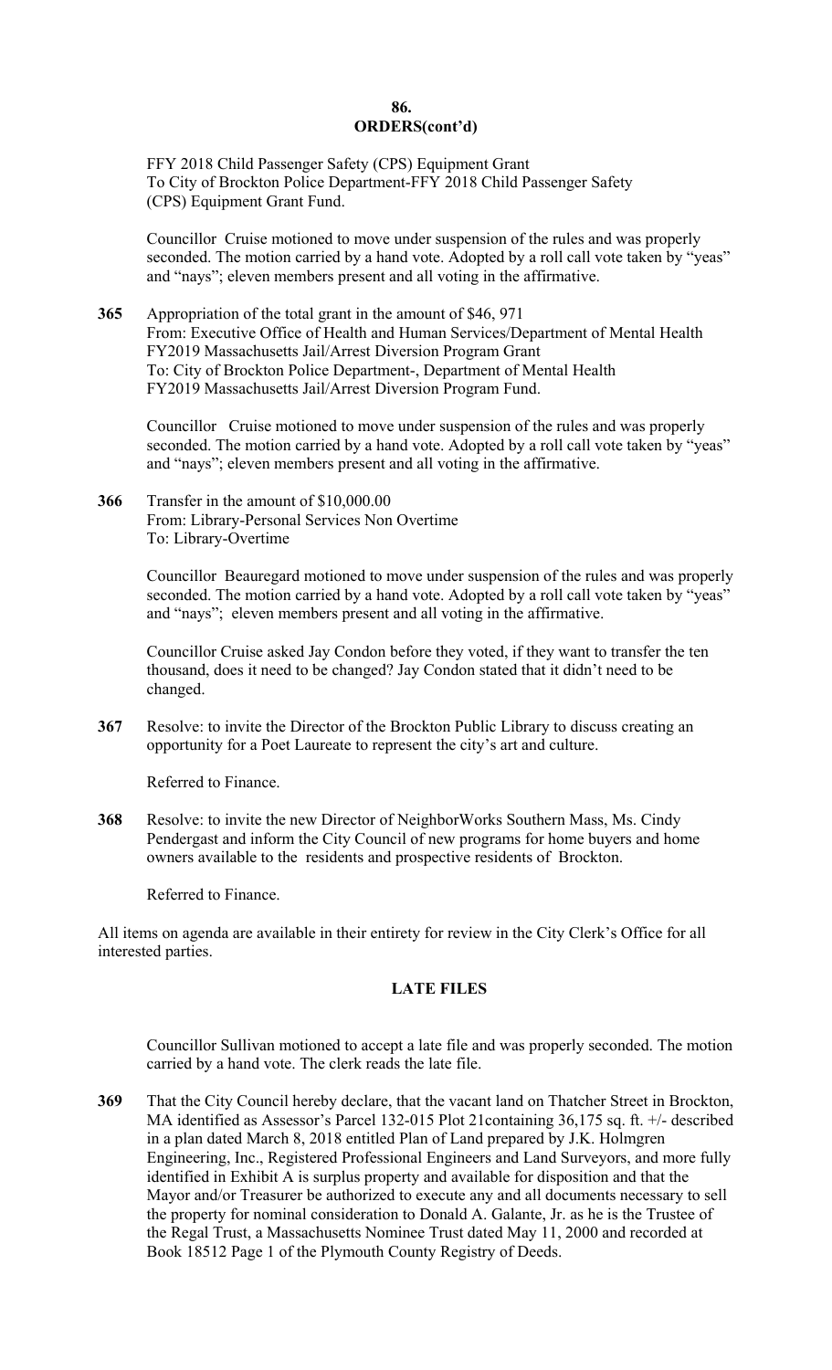**ORDERS(cont'd)**

FFY 2018 Child Passenger Safety (CPS) Equipment Grant
To City of Brockton Police Department-FFY 2018 Child Passenger Safety (CPS) Equipment Grant Fund.

Councillor Cruise motioned to move under suspension of the rules and was properly seconded. The motion carried by a hand vote. Adopted by a roll call vote taken by "yeas" and "nays"; eleven members present and all voting in the affirmative.

**365** Appropriation of the total grant in the amount of $46, 971
From: Executive Office of Health and Human Services/Department of Mental Health FY2019 Massachusetts Jail/Arrest Diversion Program Grant
To: City of Brockton Police Department-, Department of Mental Health FY2019 Massachusetts Jail/Arrest Diversion Program Fund.

Councillor Cruise motioned to move under suspension of the rules and was properly seconded. The motion carried by a hand vote. Adopted by a roll call vote taken by "yeas" and "nays"; eleven members present and all voting in the affirmative.

**366** Transfer in the amount of $10,000.00
From: Library-Personal Services Non Overtime
To: Library-Overtime

Councillor Beauregard motioned to move under suspension of the rules and was properly seconded. The motion carried by a hand vote. Adopted by a roll call vote taken by "yeas" and "nays"; eleven members present and all voting in the affirmative.

Councillor Cruise asked Jay Condon before they voted, if they want to transfer the ten thousand, does it need to be changed? Jay Condon stated that it didn't need to be changed.

**367** Resolve: to invite the Director of the Brockton Public Library to discuss creating an opportunity for a Poet Laureate to represent the city's art and culture.

Referred to Finance.

**368** Resolve: to invite the new Director of NeighborWorks Southern Mass, Ms. Cindy Pendergast and inform the City Council of new programs for home buyers and home owners available to the residents and prospective residents of Brockton.

Referred to Finance.

All items on agenda are available in their entirety for review in the City Clerk's Office for all interested parties.

## LATE FILES

Councillor Sullivan motioned to accept a late file and was properly seconded. The motion carried by a hand vote. The clerk reads the late file.

**369** That the City Council hereby declare, that the vacant land on Thatcher Street in Brockton, MA identified as Assessor's Parcel 132-015 Plot 21containing 36,175 sq. ft. +/- described in a plan dated March 8, 2018 entitled Plan of Land prepared by J.K. Holmgren Engineering, Inc., Registered Professional Engineers and Land Surveyors, and more fully identified in Exhibit A is surplus property and available for disposition and that the Mayor and/or Treasurer be authorized to execute any and all documents necessary to sell the property for nominal consideration to Donald A. Galante, Jr. as he is the Trustee of the Regal Trust, a Massachusetts Nominee Trust dated May 11, 2000 and recorded at Book 18512 Page 1 of the Plymouth County Registry of Deeds.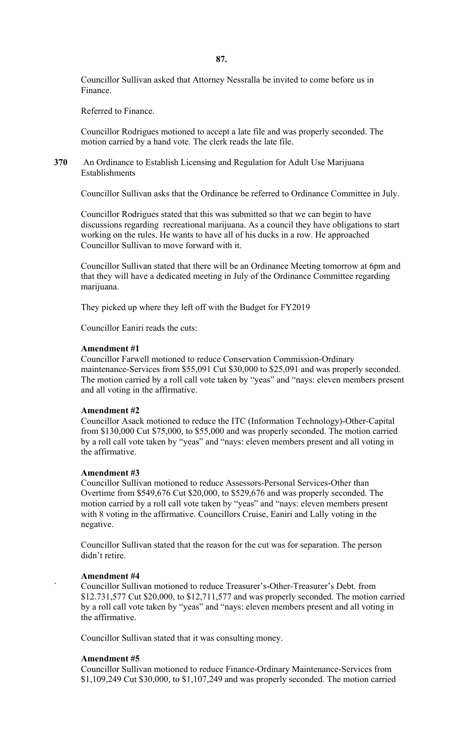Councillor Sullivan asked that Attorney Nessralla be invited to come before us in Finance.

Referred to Finance.

Councillor Rodrigues motioned to accept a late file and was properly seconded. The motion carried by a hand vote. The clerk reads the late file.

**370** An Ordinance to Establish Licensing and Regulation for Adult Use Marijuana Establishments

Councillor Sullivan asks that the Ordinance be referred to Ordinance Committee in July.

Councillor Rodrigues stated that this was submitted so that we can begin to have discussions regarding recreational marijuana. As a council they have obligations to start working on the rules. He wants to have all of his ducks in a row. He approached Councillor Sullivan to move forward with it.

Councillor Sullivan stated that there will be an Ordinance Meeting tomorrow at 6pm and that they will have a dedicated meeting in July of the Ordinance Committee regarding marijuana.

They picked up where they left off with the Budget for FY2019

Councillor Eaniri reads the cuts:

**Amendment #1**
Councillor Farwell motioned to reduce Conservation Commission-Ordinary maintenance-Services from $55,091 Cut $30,000 to $25,091 and was properly seconded. The motion carried by a roll call vote taken by "yeas" and "nays: eleven members present and all voting in the affirmative.

**Amendment #2**
Councillor Asack motioned to reduce the ITC (Information Technology)-Other-Capital from $130,000 Cut $75,000, to $55,000 and was properly seconded. The motion carried by a roll call vote taken by "yeas" and "nays: eleven members present and all voting in the affirmative.

**Amendment #3**
Councillor Sullivan motioned to reduce Assessors-Personal Services-Other than Overtime from $549,676 Cut $20,000, to $529,676 and was properly seconded. The motion carried by a roll call vote taken by "yeas" and "nays: eleven members present with 8 voting in the affirmative. Councillors Cruise, Eaniri and Lally voting in the negative.

Councillor Sullivan stated that the reason for the cut was for separation. The person didn't retire.

**Amendment #4**
` Councillor Sullivan motioned to reduce Treasurer's-Other-Treasurer's Debt. from $12.731,577 Cut $20,000, to $12,711,577 and was properly seconded. The motion carried by a roll call vote taken by "yeas" and "nays: eleven members present and all voting in the affirmative.

Councillor Sullivan stated that it was consulting money.

**Amendment #5**
Councillor Sullivan motioned to reduce Finance-Ordinary Maintenance-Services from $1,109,249 Cut $30,000, to $1,107,249 and was properly seconded. The motion carried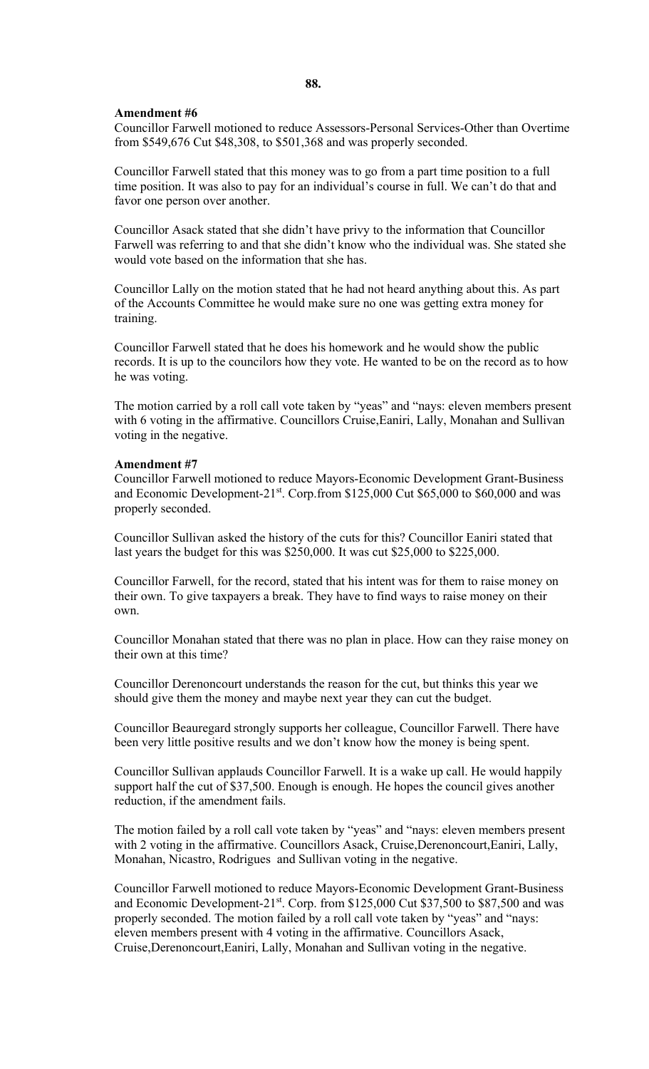**Amendment #6**

Councillor Farwell motioned to reduce Assessors-Personal Services-Other than Overtime from $549,676 Cut $48,308, to $501,368 and was properly seconded.

Councillor Farwell stated that this money was to go from a part time position to a full time position. It was also to pay for an individual's course in full. We can't do that and favor one person over another.

Councillor Asack stated that she didn't have privy to the information that Councillor Farwell was referring to and that she didn't know who the individual was. She stated she would vote based on the information that she has.

Councillor Lally on the motion stated that he had not heard anything about this. As part of the Accounts Committee he would make sure no one was getting extra money for training.

Councillor Farwell stated that he does his homework and he would show the public records. It is up to the councilors how they vote. He wanted to be on the record as to how he was voting.

The motion carried by a roll call vote taken by "yeas" and "nays: eleven members present with 6 voting in the affirmative. Councillors Cruise,Eaniri, Lally, Monahan and Sullivan voting in the negative.

**Amendment #7**

Councillor Farwell motioned to reduce Mayors-Economic Development Grant-Business and Economic Development-21st. Corp.from $125,000 Cut $65,000 to $60,000 and was properly seconded.

Councillor Sullivan asked the history of the cuts for this? Councillor Eaniri stated that last years the budget for this was $250,000. It was cut $25,000 to $225,000.

Councillor Farwell, for the record, stated that his intent was for them to raise money on their own. To give taxpayers a break. They have to find ways to raise money on their own.

Councillor Monahan stated that there was no plan in place. How can they raise money on their own at this time?

Councillor Derenoncourt understands the reason for the cut, but thinks this year we should give them the money and maybe next year they can cut the budget.

Councillor Beauregard strongly supports her colleague, Councillor Farwell. There have been very little positive results and we don't know how the money is being spent.

Councillor Sullivan applauds Councillor Farwell. It is a wake up call. He would happily support half the cut of $37,500. Enough is enough. He hopes the council gives another reduction, if the amendment fails.

The motion failed by a roll call vote taken by "yeas" and "nays: eleven members present with 2 voting in the affirmative. Councillors Asack, Cruise,Derenoncourt,Eaniri, Lally, Monahan, Nicastro, Rodrigues and Sullivan voting in the negative.

Councillor Farwell motioned to reduce Mayors-Economic Development Grant-Business and Economic Development-21st. Corp. from $125,000 Cut $37,500 to $87,500 and was properly seconded. The motion failed by a roll call vote taken by "yeas" and "nays: eleven members present with 4 voting in the affirmative. Councillors Asack, Cruise,Derenoncourt,Eaniri, Lally, Monahan and Sullivan voting in the negative.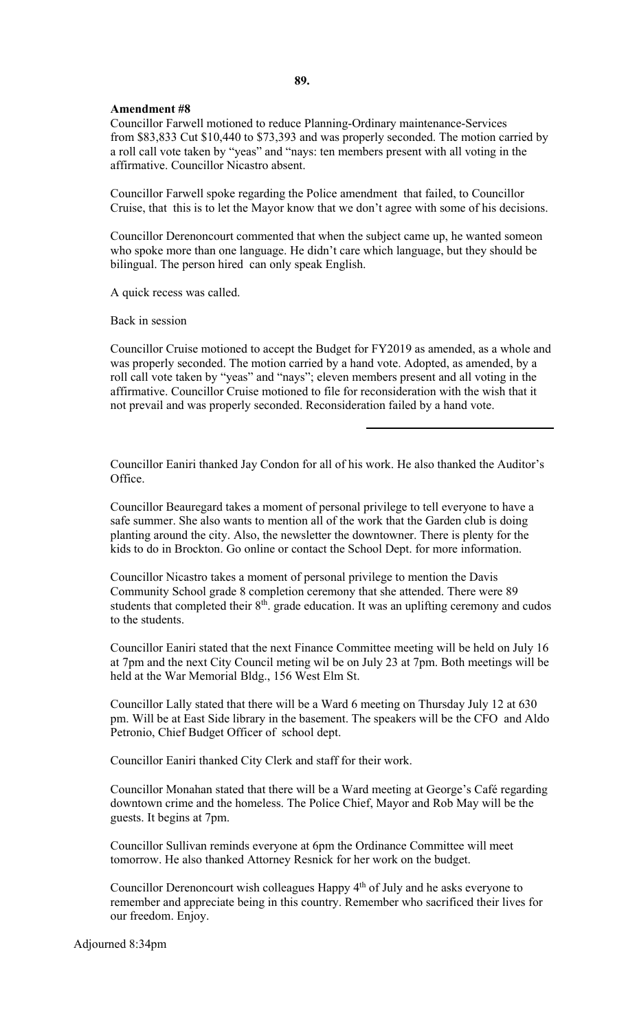**Amendment #8**

Councillor Farwell motioned to reduce Planning-Ordinary maintenance-Services from $83,833 Cut $10,440 to $73,393 and was properly seconded. The motion carried by a roll call vote taken by "yeas" and "nays: ten members present with all voting in the affirmative. Councillor Nicastro absent.

Councillor Farwell spoke regarding the Police amendment that failed, to Councillor Cruise, that this is to let the Mayor know that we don't agree with some of his decisions.

Councillor Derenoncourt commented that when the subject came up, he wanted someon who spoke more than one language. He didn't care which language, but they should be bilingual. The person hired can only speak English.

A quick recess was called.

Back in session

Councillor Cruise motioned to accept the Budget for FY2019 as amended, as a whole and was properly seconded. The motion carried by a hand vote. Adopted, as amended, by a roll call vote taken by "yeas" and "nays"; eleven members present and all voting in the affirmative. Councillor Cruise motioned to file for reconsideration with the wish that it not prevail and was properly seconded. Reconsideration failed by a hand vote.

---

Councillor Eaniri thanked Jay Condon for all of his work. He also thanked the Auditor's Office.

Councillor Beauregard takes a moment of personal privilege to tell everyone to have a safe summer. She also wants to mention all of the work that the Garden club is doing planting around the city. Also, the newsletter the downtowner. There is plenty for the kids to do in Brockton. Go online or contact the School Dept. for more information.

Councillor Nicastro takes a moment of personal privilege to mention the Davis Community School grade 8 completion ceremony that she attended. There were 89 students that completed their 8th. grade education. It was an uplifting ceremony and cudos to the students.

Councillor Eaniri stated that the next Finance Committee meeting will be held on July 16 at 7pm and the next City Council meting wil be on July 23 at 7pm. Both meetings will be held at the War Memorial Bldg., 156 West Elm St.

Councillor Lally stated that there will be a Ward 6 meeting on Thursday July 12 at 630 pm. Will be at East Side library in the basement. The speakers will be the CFO and Aldo Petronio, Chief Budget Officer of school dept.

Councillor Eaniri thanked City Clerk and staff for their work.

Councillor Monahan stated that there will be a Ward meeting at George's Café regarding downtown crime and the homeless. The Police Chief, Mayor and Rob May will be the guests. It begins at 7pm.

Councillor Sullivan reminds everyone at 6pm the Ordinance Committee will meet tomorrow. He also thanked Attorney Resnick for her work on the budget.

Councillor Derenoncourt wish colleagues Happy 4th of July and he asks everyone to remember and appreciate being in this country. Remember who sacrificed their lives for our freedom. Enjoy.

Adjourned 8:34pm